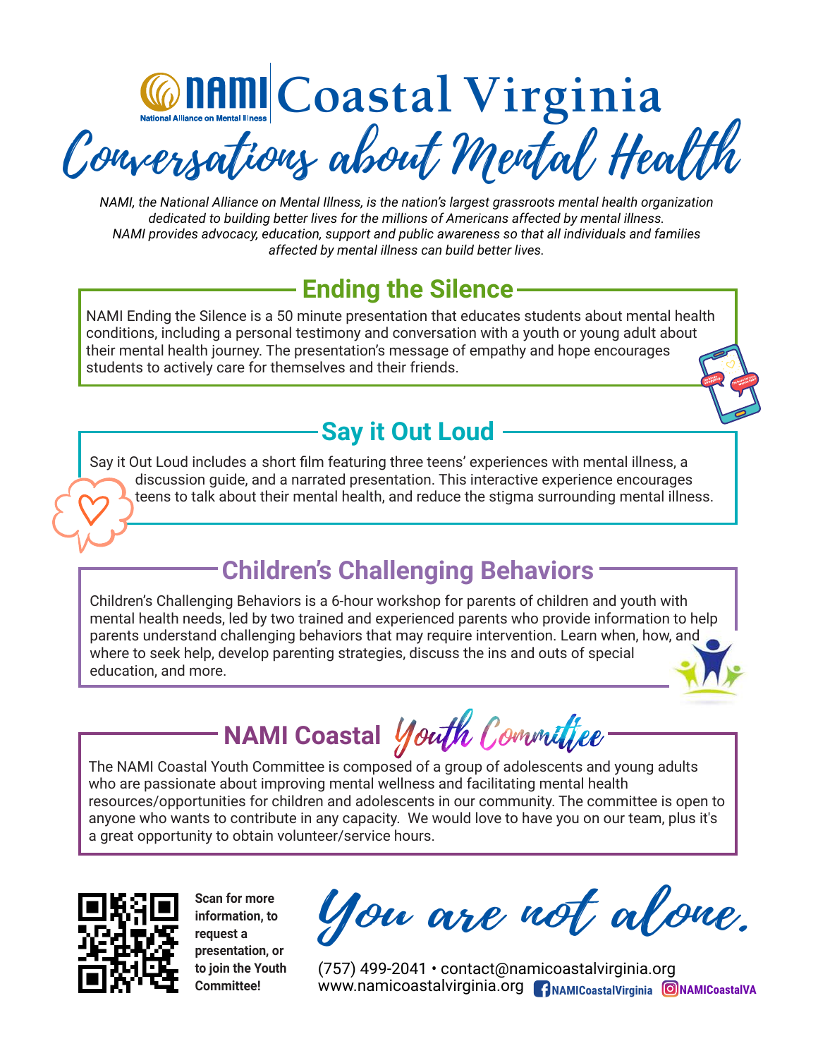# NAMI Coastal Virginia

National Alliance on Mental Illness

# Conversations about Mental Health

*NAMI, the National Alliance on Mental Illness, is the nation's largest grassroots mental health organization dedicated to building better lives for the millions of Americans affected by mental illness. NAMI provides advocacy, education, support and public awareness so that all individuals and families affected by mental illness can build better lives.*

## Ending the Silence

NAMI Ending the Silence is a 50 minute presentation that educates students about mental health conditions, including a personal testimony and conversation with a youth or young adult about their mental health journey. The presentation's message of empathy and hope encourages students to actively care for themselves and their friends.

## Say it Out Loud

Say it Out Loud includes a short film featuring three teens' experiences with mental illness, a discussion guide, and a narrated presentation. This interactive experience encourages teens to talk about their mental health, and reduce the stigma surrounding mental illness.

## Children's Challenging Behaviors

Children's Challenging Behaviors is a 6-hour workshop for parents of children and youth with mental health needs, led by two trained and experienced parents who provide information to help parents understand challenging behaviors that may require intervention. Learn when, how, and where to seek help, develop parenting strategies, discuss the ins and outs of special education, and more.

## NAMI Coastal Youth Committee

The NAMI Coastal Youth Committee is composed of a group of adolescents and young adults who are passionate about improving mental wellness and facilitating mental health resources/opportunities for children and adolescents in our community. The committee is open to anyone who wants to contribute in any capacity. We would love to have you on our team, plus it's a great opportunity to obtain volunteer/service hours.

**Scan for more information, to request a presentation, or to join the Youth Committee!**

*You are not alone.*

(757) 499-2041 • contact@namicoastalvirginia.org
www.namicoastalvirginia.org NAMICoastalVirginia NAMICoastalVA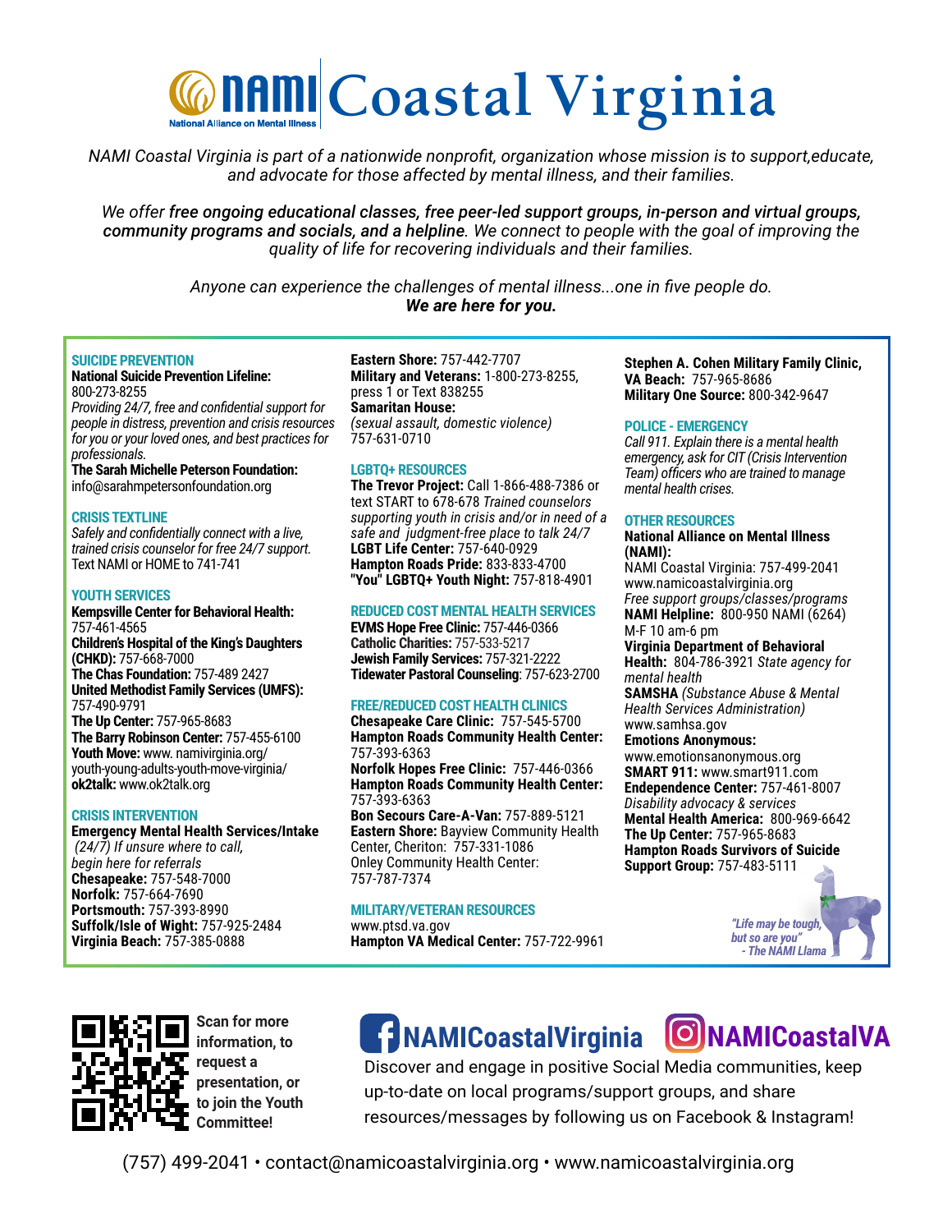# NAMI Coastal Virginia

*NAMI Coastal Virginia is part of a nationwide nonprofit, organization whose mission is to support,educate, and advocate for those affected by mental illness, and their families.*

*We offer **free ongoing educational classes, free peer-led support groups, in-person and virtual groups, community programs and socials, and a helpline**. We connect to people with the goal of improving the quality of life for recovering individuals and their families.*

*Anyone can experience the challenges of mental illness...one in five people do.*
***We are here for you.***

## SUICIDE PREVENTION

**National Suicide Prevention Lifeline:** 800-273-8255
*Providing 24/7, free and confidential support for people in distress, prevention and crisis resources for you or your loved ones, and best practices for professionals.*
**The Sarah Michelle Peterson Foundation:** info@sarahmpetersonfoundation.org

## CRISIS TEXTLINE

*Safely and confidentially connect with a live, trained crisis counselor for free 24/7 support.*
Text NAMI or HOME to 741-741

## YOUTH SERVICES

**Kempsville Center for Behavioral Health:** 757-461-4565
**Children's Hospital of the King's Daughters (CHKD):** 757-668-7000
**The Chas Foundation:** 757-489 2427
**United Methodist Family Services (UMFS):** 757-490-9791
**The Up Center:** 757-965-8683
**The Barry Robinson Center:** 757-455-6100
**Youth Move:** www. namivirginia.org/youth-young-adults-youth-move-virginia/
**ok2talk:** www.ok2talk.org

## CRISIS INTERVENTION

**Emergency Mental Health Services/Intake** *(24/7) If unsure where to call, begin here for referrals*
**Chesapeake:** 757-548-7000
**Norfolk:** 757-664-7690
**Portsmouth:** 757-393-8990
**Suffolk/Isle of Wight:** 757-925-2484
**Virginia Beach:** 757-385-0888
**Eastern Shore:** 757-442-7707
**Military and Veterans:** 1-800-273-8255, press 1 or Text 838255
**Samaritan House:** *(sexual assault, domestic violence)* 757-631-0710

## LGBTQ+ RESOURCES

**The Trevor Project:** Call 1-866-488-7386 or text START to 678-678 *Trained counselors supporting youth in crisis and/or in need of a safe and judgment-free place to talk 24/7*
**LGBT Life Center:** 757-640-0929
**Hampton Roads Pride:** 833-833-4700
**"You" LGBTQ+ Youth Night:** 757-818-4901

## REDUCED COST MENTAL HEALTH SERVICES

**EVMS Hope Free Clinic:** 757-446-0366
**Catholic Charities:** 757-533-5217
**Jewish Family Services:** 757-321-2222
**Tidewater Pastoral Counseling**: 757-623-2700

## FREE/REDUCED COST HEALTH CLINICS

**Chesapeake Care Clinic:** 757-545-5700
**Hampton Roads Community Health Center:** 757-393-6363
**Norfolk Hopes Free Clinic:** 757-446-0366
**Hampton Roads Community Health Center:** 757-393-6363
**Bon Secours Care-A-Van:** 757-889-5121
**Eastern Shore:** Bayview Community Health Center, Cheriton: 757-331-1086
Onley Community Health Center: 757-787-7374

## MILITARY/VETERAN RESOURCES

www.ptsd.va.gov
**Hampton VA Medical Center:** 757-722-9961
**Stephen A. Cohen Military Family Clinic, VA Beach:** 757-965-8686
**Military One Source:** 800-342-9647

## POLICE - EMERGENCY

*Call 911. Explain there is a mental health emergency, ask for CIT (Crisis Intervention Team) officers who are trained to manage mental health crises.*

## OTHER RESOURCES

**National Alliance on Mental Illness (NAMI):**
NAMI Coastal Virginia: 757-499-2041
www.namicoastalvirginia.org
*Free support groups/classes/programs*
**NAMI Helpline:** 800-950 NAMI (6264) M-F 10 am-6 pm
**Virginia Department of Behavioral Health:** 804-786-3921 *State agency for mental health*
**SAMSHA** *(Substance Abuse & Mental Health Services Administration)* www.samhsa.gov
**Emotions Anonymous:** www.emotionsanonymous.org
**SMART 911:** www.smart911.com
**Independence Center:** 757-461-8007 *Disability advocacy & services*
**Mental Health America:** 800-969-6642
**The Up Center:** 757-965-8683
**Hampton Roads Survivors of Suicide Support Group:** 757-483-5111

*"Life may be tough, but so are you" - The NAMI Llama*

**Scan for more information, to request a presentation, or to join the Youth Committee!**

**NAMICoastalVirginia** **NAMICoastalVA**

Discover and engage in positive Social Media communities, keep up-to-date on local programs/support groups, and share resources/messages by following us on Facebook & Instagram!

(757) 499-2041 • contact@namicoastalvirginia.org • www.namicoastalvirginia.org